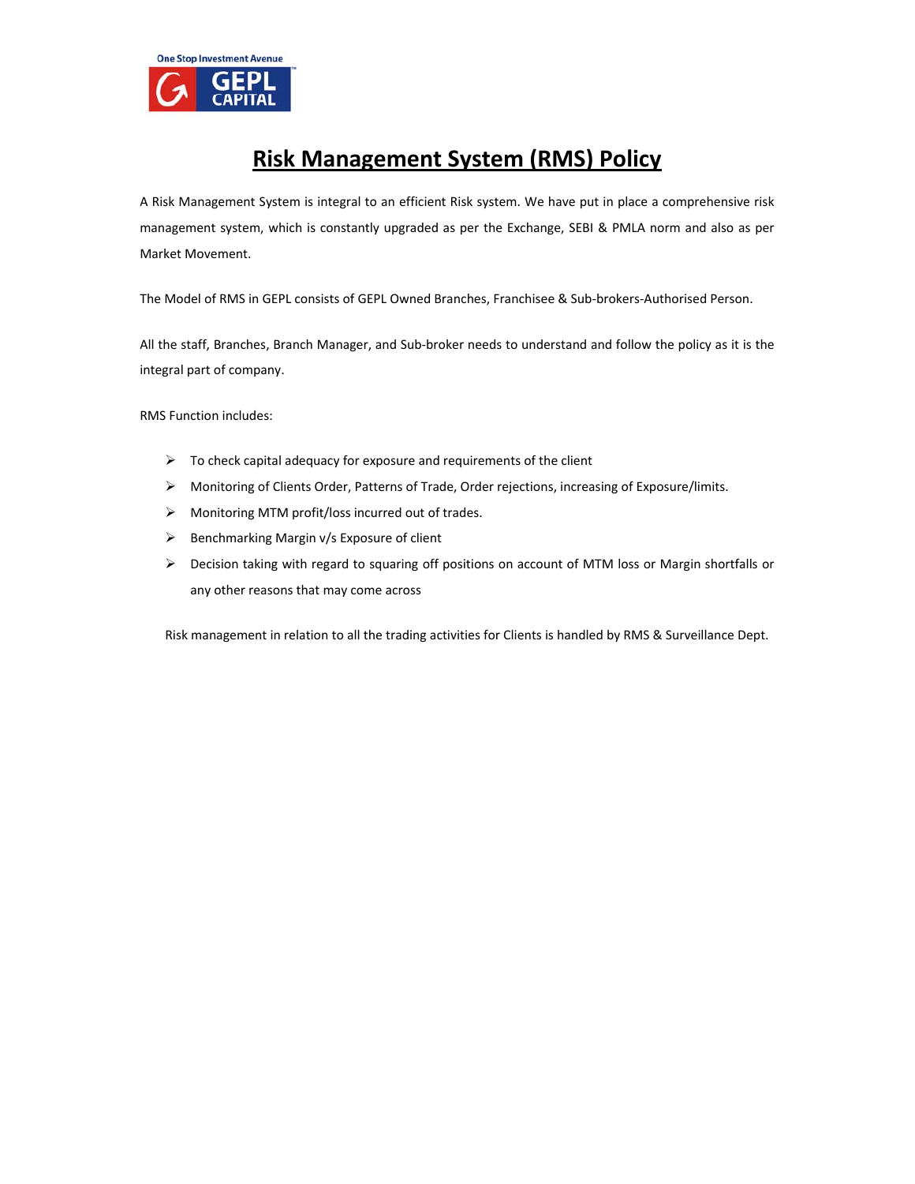# Risk Management System (RMS) Policy

A Risk Management System is integral to an efficient Risk system. We have put in place a comprehensive risk management system, which is constantly upgraded as per the Exchange, SEBI & PMLA norm and also as per Market Movement.

The Model of RMS in GEPL consists of GEPL Owned Branches, Franchisee & Sub-brokers-Authorised Person.

All the staff, Branches, Branch Manager, and Sub-broker needs to understand and follow the policy as it is the integral part of company.

RMS Function includes:

- To check capital adequacy for exposure and requirements of the client
- Monitoring of Clients Order, Patterns of Trade, Order rejections, increasing of Exposure/limits.
- Monitoring MTM profit/loss incurred out of trades.
- Benchmarking Margin v/s Exposure of client
- Decision taking with regard to squaring off positions on account of MTM loss or Margin shortfalls or any other reasons that may come across

Risk management in relation to all the trading activities for Clients is handled by RMS & Surveillance Dept.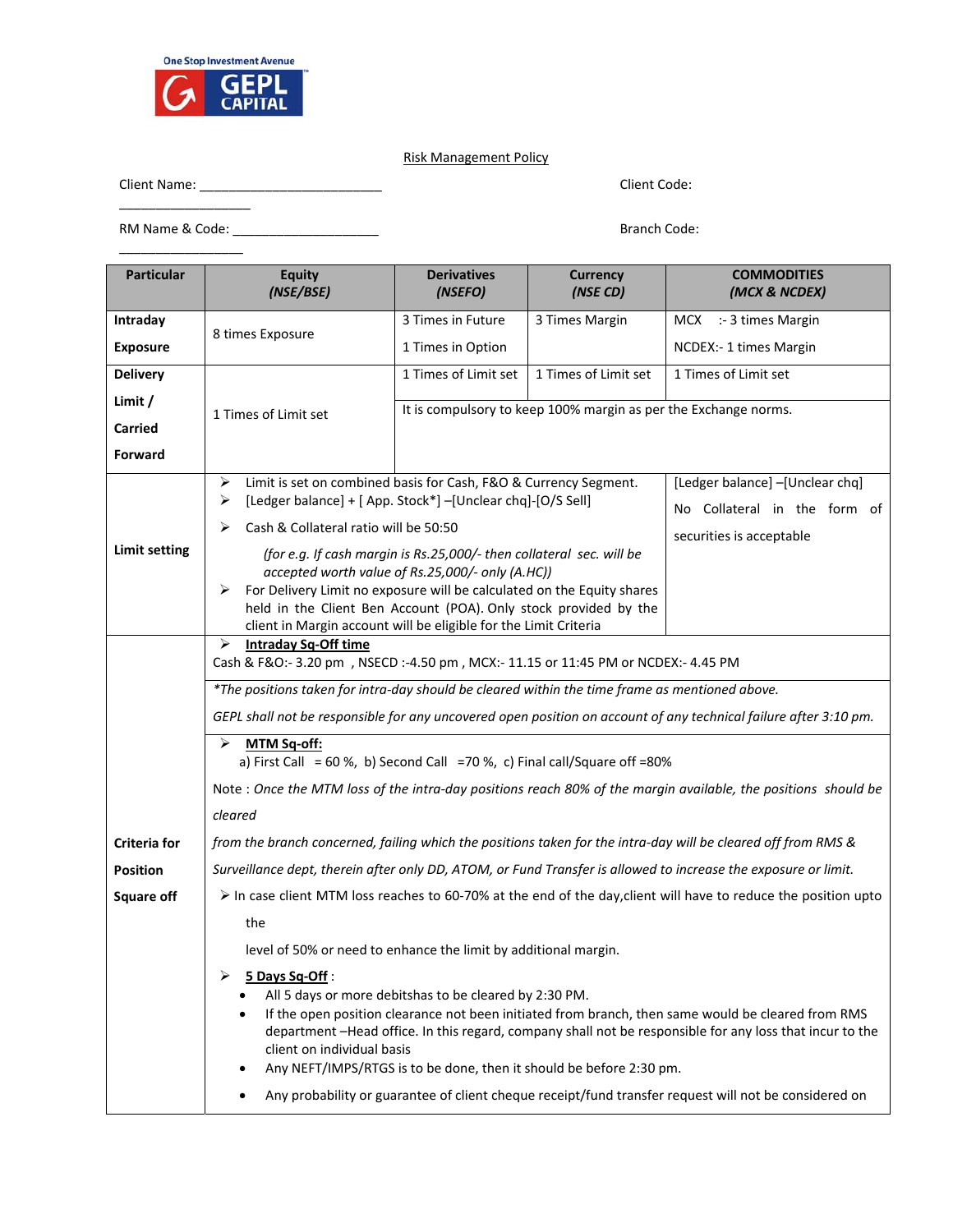One Stop Investment Avenue

GEPL CAPITAL

Risk Management Policy

Client Name: ________________________ Client Code: __________________

RM Name & Code: ____________________ Branch Code: _________________

| Particular | Equity (NSE/BSE) | Derivatives (NSEFO) | Currency (NSE CD) | COMMODITIES (MCX & NCDEX) |
|---|---|---|---|---|
| Intraday Exposure | 8 times Exposure | 3 Times in Future<br>1 Times in Option | 3 Times Margin | MCX :- 3 times Margin<br>NCDEX:- 1 times Margin |
| Delivery Limit / Carried Forward | 1 Times of Limit set | 1 Times of Limit set<br>It is compulsory to keep 100% margin as per the Exchange norms. | 1 Times of Limit set | 1 Times of Limit set |
| Limit setting | ➢ Limit is set on combined basis for Cash, F&O & Currency Segment.<br>➢ [Ledger balance] + [ App. Stock*] –[Unclear chq]-[O/S Sell]<br>➢ Cash & Collateral ratio will be 50:50<br>*(for e.g. If cash margin is Rs.25,000/- then collateral sec. will be accepted worth value of Rs.25,000/- only (A.HC))*<br>➢ For Delivery Limit no exposure will be calculated on the Equity shares held in the Client Ben Account (POA). Only stock provided by the client in Margin account will be eligible for the Limit Criteria | | | [Ledger balance] –[Unclear chq]<br>No Collateral in the form of securities is acceptable |
| Criteria for Position Square off | ➢ **Intraday Sq-Off time**<br>Cash & F&O:- 3.20 pm , NSECD :-4.50 pm , MCX:- 11.15 or 11:45 PM or NCDEX:- 4.45 PM<br>*\*The positions taken for intra-day should be cleared within the time frame as mentioned above.*<br>*GEPL shall not be responsible for any uncovered open position on account of any technical failure after 3:10 pm.*<br>➢ **MTM Sq-off:**<br>a) First Call = 60 %, b) Second Call =70 %, c) Final call/Square off =80%<br>Note : *Once the MTM loss of the intra-day positions reach 80% of the margin available, the positions should be cleared from the branch concerned, failing which the positions taken for the intra-day will be cleared off from RMS & Surveillance dept, therein after only DD, ATOM, or Fund Transfer is allowed to increase the exposure or limit.*<br>➢ In case client MTM loss reaches to 60-70% at the end of the day,client will have to reduce the position upto the level of 50% or need to enhance the limit by additional margin.<br>➢ **5 Days Sq-Off** :<br>• All 5 days or more debitshas to be cleared by 2:30 PM.<br>• If the open position clearance not been initiated from branch, then same would be cleared from RMS department –Head office. In this regard, company shall not be responsible for any loss that incur to the client on individual basis<br>• Any NEFT/IMPS/RTGS is to be done, then it should be before 2:30 pm.<br>• Any probability or guarantee of client cheque receipt/fund transfer request will not be considered on | | | |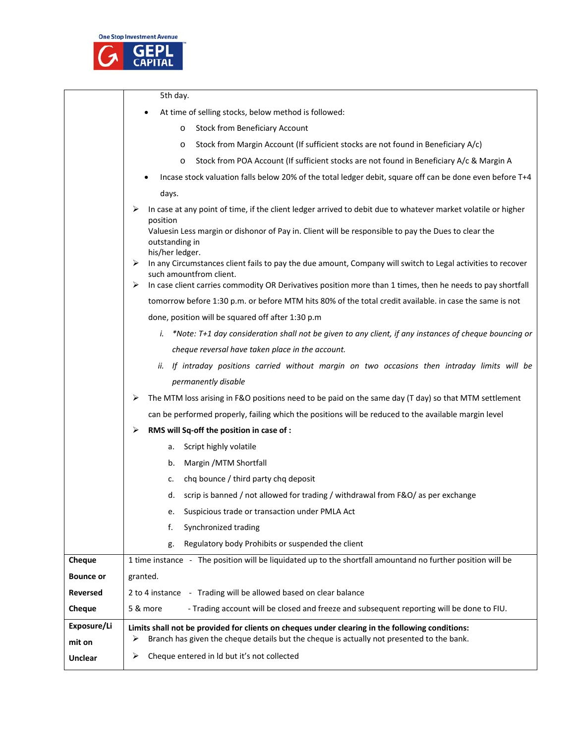| | |
|---|---|
| | 5th day.<br>• At time of selling stocks, below method is followed:<br>  o Stock from Beneficiary Account<br>  o Stock from Margin Account (If sufficient stocks are not found in Beneficiary A/c)<br>  o Stock from POA Account (If sufficient stocks are not found in Beneficiary A/c & Margin A<br>• Incase stock valuation falls below 20% of the total ledger debit, square off can be done even before T+4 days.<br>➢ In case at any point of time, if the client ledger arrived to debit due to whatever market volatile or higher position Valuesin Less margin or dishonor of Pay in. Client will be responsible to pay the Dues to clear the outstanding in his/her ledger.<br>➢ In any Circumstances client fails to pay the due amount, Company will switch to Legal activities to recover such amountfrom client.<br>➢ In case client carries commodity OR Derivatives position more than 1 times, then he needs to pay shortfall tomorrow before 1:30 p.m. or before MTM hits 80% of the total credit available. in case the same is not done, position will be squared off after 1:30 p.m<br>  i. *\*Note: T+1 day consideration shall not be given to any client, if any instances of cheque bouncing or cheque reversal have taken place in the account.*<br>  ii. *If intraday positions carried without margin on two occasions then intraday limits will be permanently disable*<br>➢ The MTM loss arising in F&O positions need to be paid on the same day (T day) so that MTM settlement can be performed properly, failing which the positions will be reduced to the available margin level<br>➢ **RMS will Sq-off the position in case of :**<br>  a. Script highly volatile<br>  b. Margin /MTM Shortfall<br>  c. chq bounce / third party chq deposit<br>  d. scrip is banned / not allowed for trading / withdrawal from F&O/ as per exchange<br>  e. Suspicious trade or transaction under PMLA Act<br>  f. Synchronized trading<br>  g. Regulatory body Prohibits or suspended the client |
| **Cheque Bounce or Reversed Cheque** | 1 time instance - The position will be liquidated up to the shortfall amountand no further position will be granted.<br>2 to 4 instance - Trading will be allowed based on clear balance<br>5 & more - Trading account will be closed and freeze and subsequent reporting will be done to FIU. |
| **Exposure/Limit on Unclear** | **Limits shall not be provided for clients on cheques under clearing in the following conditions:**<br>➢ Branch has given the cheque details but the cheque is actually not presented to the bank.<br>➢ Cheque entered in ld but it's not collected |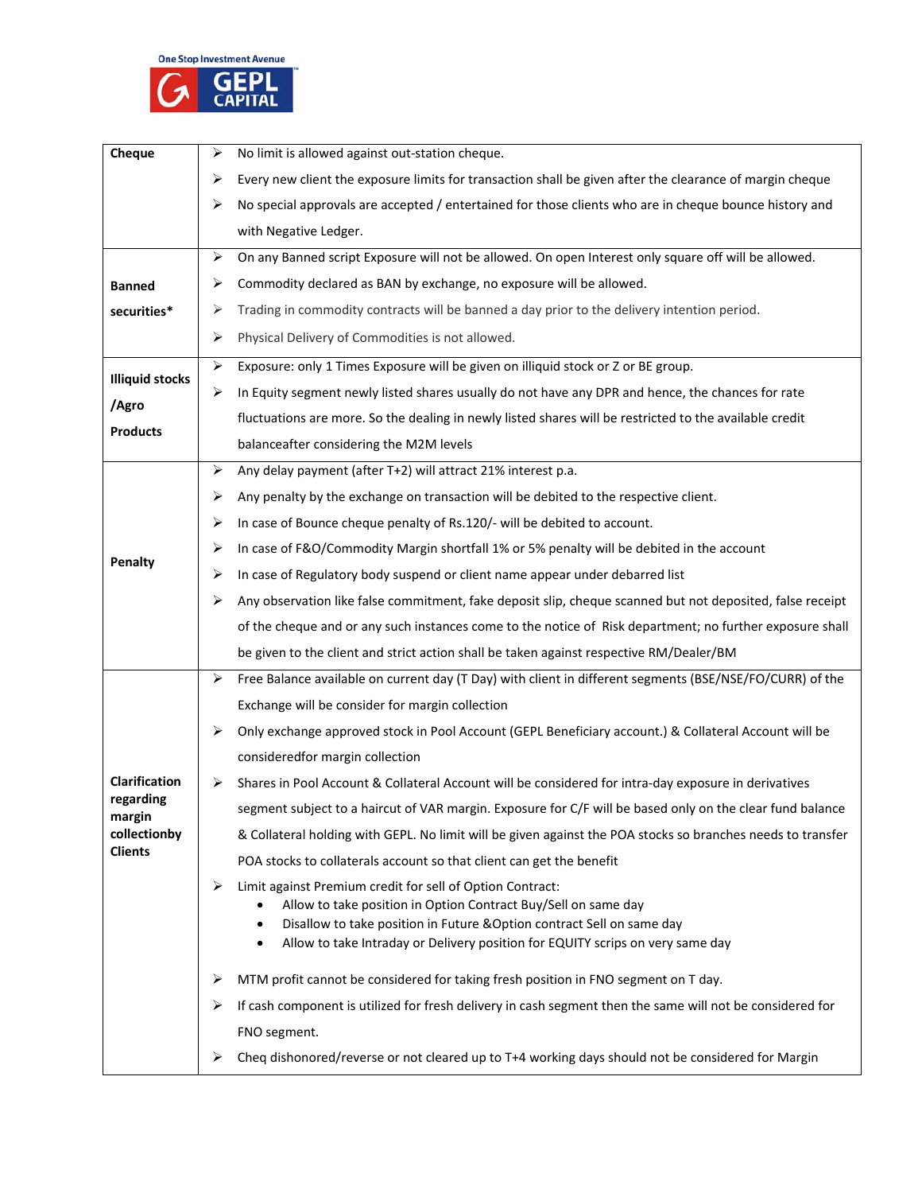| | |
|---|---|
| **Cheque** | ➢ No limit is allowed against out-station cheque.<br>➢ Every new client the exposure limits for transaction shall be given after the clearance of margin cheque<br>➢ No special approvals are accepted / entertained for those clients who are in cheque bounce history and with Negative Ledger. |
| **Banned securities*** | ➢ On any Banned script Exposure will not be allowed. On open Interest only square off will be allowed.<br>➢ Commodity declared as BAN by exchange, no exposure will be allowed.<br>➢ Trading in commodity contracts will be banned a day prior to the delivery intention period.<br>➢ Physical Delivery of Commodities is not allowed. |
| **Illiquid stocks /Agro Products** | ➢ Exposure: only 1 Times Exposure will be given on illiquid stock or Z or BE group.<br>➢ In Equity segment newly listed shares usually do not have any DPR and hence, the chances for rate fluctuations are more. So the dealing in newly listed shares will be restricted to the available credit balanceafter considering the M2M levels |
| **Penalty** | ➢ Any delay payment (after T+2) will attract 21% interest p.a.<br>➢ Any penalty by the exchange on transaction will be debited to the respective client.<br>➢ In case of Bounce cheque penalty of Rs.120/- will be debited to account.<br>➢ In case of F&O/Commodity Margin shortfall 1% or 5% penalty will be debited in the account<br>➢ In case of Regulatory body suspend or client name appear under debarred list<br>➢ Any observation like false commitment, fake deposit slip, cheque scanned but not deposited, false receipt of the cheque and or any such instances come to the notice of Risk department; no further exposure shall be given to the client and strict action shall be taken against respective RM/Dealer/BM |
| **Clarification regarding margin collectionby Clients** | ➢ Free Balance available on current day (T Day) with client in different segments (BSE/NSE/FO/CURR) of the Exchange will be consider for margin collection<br>➢ Only exchange approved stock in Pool Account (GEPL Beneficiary account.) & Collateral Account will be consideredfor margin collection<br>➢ Shares in Pool Account & Collateral Account will be considered for intra-day exposure in derivatives segment subject to a haircut of VAR margin. Exposure for C/F will be based only on the clear fund balance & Collateral holding with GEPL. No limit will be given against the POA stocks so branches needs to transfer POA stocks to collaterals account so that client can get the benefit<br>➢ Limit against Premium credit for sell of Option Contract:<br>• Allow to take position in Option Contract Buy/Sell on same day<br>• Disallow to take position in Future &Option contract Sell on same day<br>• Allow to take Intraday or Delivery position for EQUITY scrips on very same day<br>➢ MTM profit cannot be considered for taking fresh position in FNO segment on T day.<br>➢ If cash component is utilized for fresh delivery in cash segment then the same will not be considered for FNO segment.<br>➢ Cheq dishonored/reverse or not cleared up to T+4 working days should not be considered for Margin |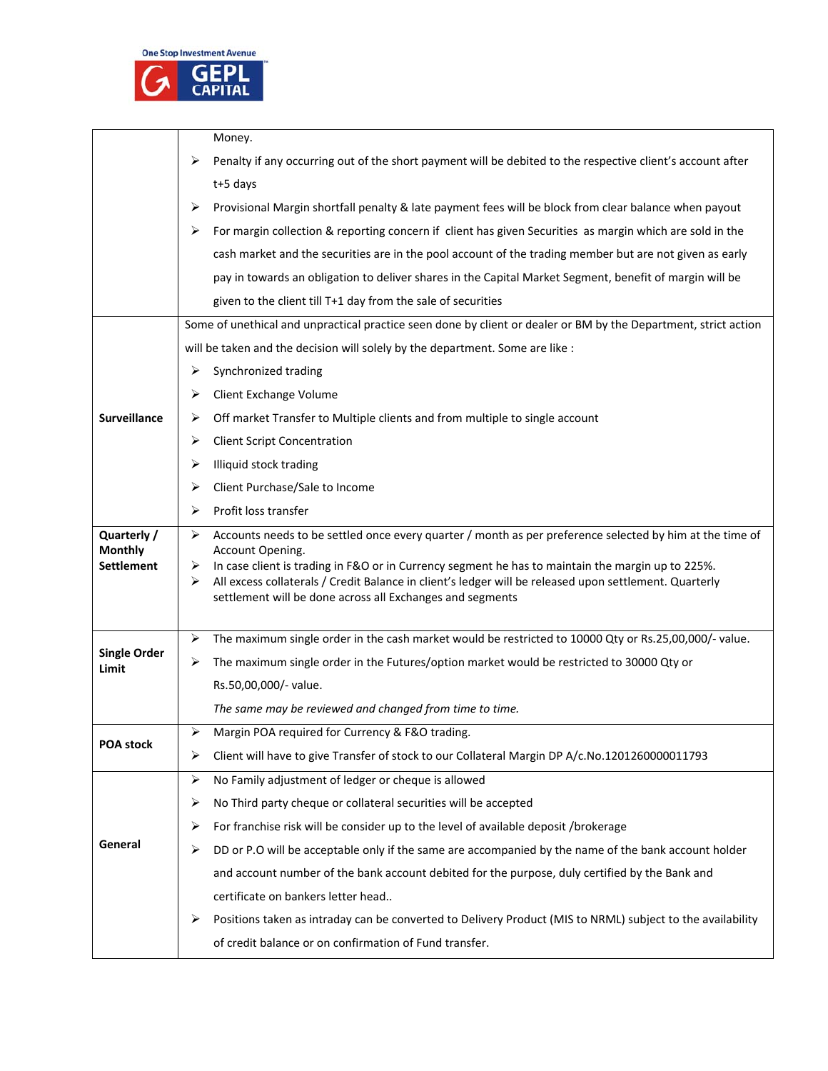| | |
|---|---|
| | Money.<br>➢ Penalty if any occurring out of the short payment will be debited to the respective client's account after t+5 days<br>➢ Provisional Margin shortfall penalty & late payment fees will be block from clear balance when payout<br>➢ For margin collection & reporting concern if client has given Securities as margin which are sold in the cash market and the securities are in the pool account of the trading member but are not given as early pay in towards an obligation to deliver shares in the Capital Market Segment, benefit of margin will be given to the client till T+1 day from the sale of securities |
| **Surveillance** | Some of unethical and unpractical practice seen done by client or dealer or BM by the Department, strict action will be taken and the decision will solely by the department. Some are like :<br>➢ Synchronized trading<br>➢ Client Exchange Volume<br>➢ Off market Transfer to Multiple clients and from multiple to single account<br>➢ Client Script Concentration<br>➢ Illiquid stock trading<br>➢ Client Purchase/Sale to Income<br>➢ Profit loss transfer |
| **Quarterly / Monthly Settlement** | ➢ Accounts needs to be settled once every quarter / month as per preference selected by him at the time of Account Opening.<br>➢ In case client is trading in F&O or in Currency segment he has to maintain the margin up to 225%.<br>➢ All excess collaterals / Credit Balance in client's ledger will be released upon settlement. Quarterly settlement will be done across all Exchanges and segments |
| **Single Order Limit** | ➢ The maximum single order in the cash market would be restricted to 10000 Qty or Rs.25,00,000/- value.<br>➢ The maximum single order in the Futures/option market would be restricted to 30000 Qty or Rs.50,00,000/- value.<br>*The same may be reviewed and changed from time to time.* |
| **POA stock** | ➢ Margin POA required for Currency & F&O trading.<br>➢ Client will have to give Transfer of stock to our Collateral Margin DP A/c.No.1201260000011793 |
| **General** | ➢ No Family adjustment of ledger or cheque is allowed<br>➢ No Third party cheque or collateral securities will be accepted<br>➢ For franchise risk will be consider up to the level of available deposit /brokerage<br>➢ DD or P.O will be acceptable only if the same are accompanied by the name of the bank account holder and account number of the bank account debited for the purpose, duly certified by the Bank and certificate on bankers letter head..<br>➢ Positions taken as intraday can be converted to Delivery Product (MIS to NRML) subject to the availability of credit balance or on confirmation of Fund transfer. |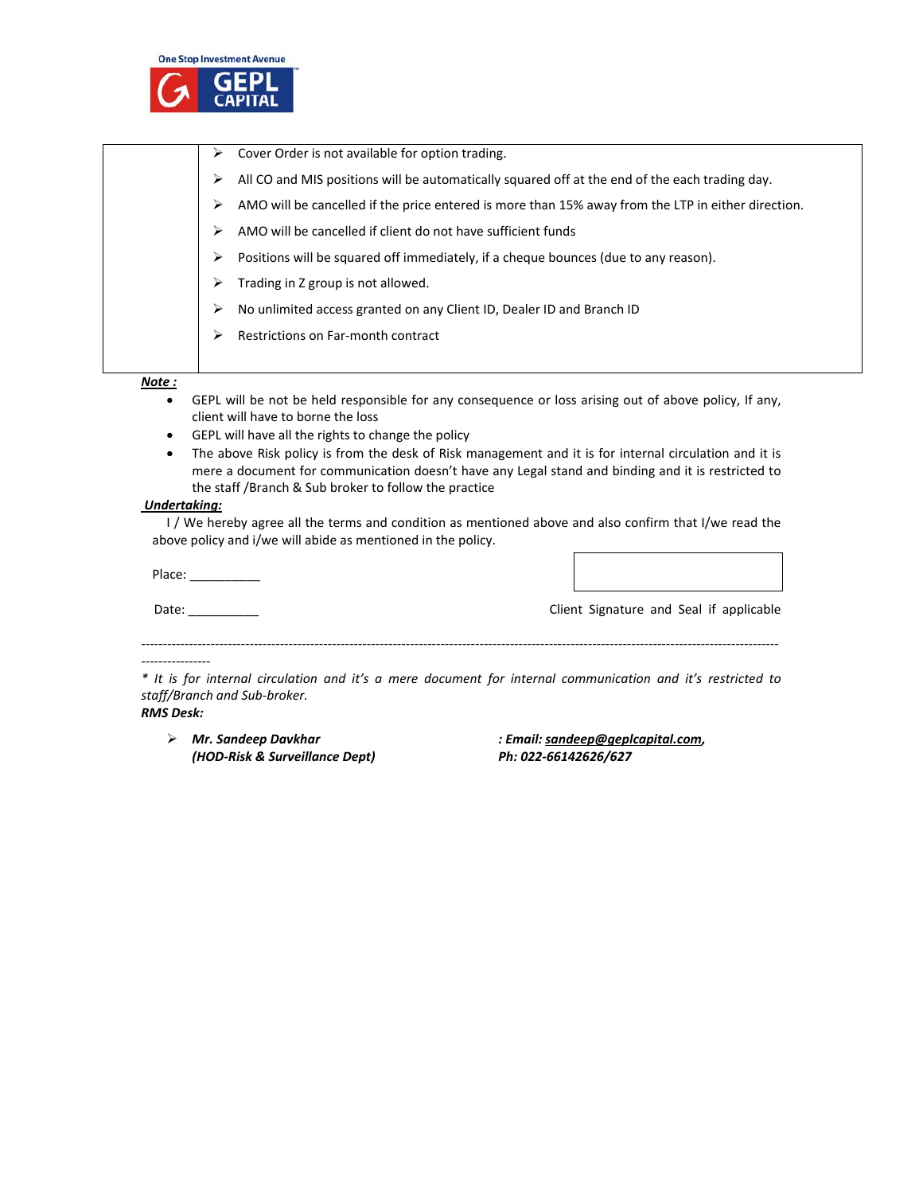| | |
|---|---|
| | ➢ Cover Order is not available for option trading.<br>➢ All CO and MIS positions will be automatically squared off at the end of the each trading day.<br>➢ AMO will be cancelled if the price entered is more than 15% away from the LTP in either direction.<br>➢ AMO will be cancelled if client do not have sufficient funds<br>➢ Positions will be squared off immediately, if a cheque bounces (due to any reason).<br>➢ Trading in Z group is not allowed.<br>➢ No unlimited access granted on any Client ID, Dealer ID and Branch ID<br>➢ Restrictions on Far-month contract |

***Note :***

- GEPL will be not be held responsible for any consequence or loss arising out of above policy, If any, client will have to borne the loss
- GEPL will have all the rights to change the policy
- The above Risk policy is from the desk of Risk management and it is for internal circulation and it is mere a document for communication doesn't have any Legal stand and binding and it is restricted to the staff /Branch & Sub broker to follow the practice

***Undertaking:***

I / We hereby agree all the terms and condition as mentioned above and also confirm that I/we read the above policy and i/we will abide as mentioned in the policy.

Place: __________

Date: __________

Client Signature and Seal if applicable

---

*\* It is for internal circulation and it's a mere document for internal communication and it's restricted to staff/Branch and Sub-broker.*

***RMS Desk:***

➢ ***Mr. Sandeep Davkhar (HOD-Risk & Surveillance Dept)*** ***: Email: sandeep@geplcapital.com, Ph: 022-66142626/627***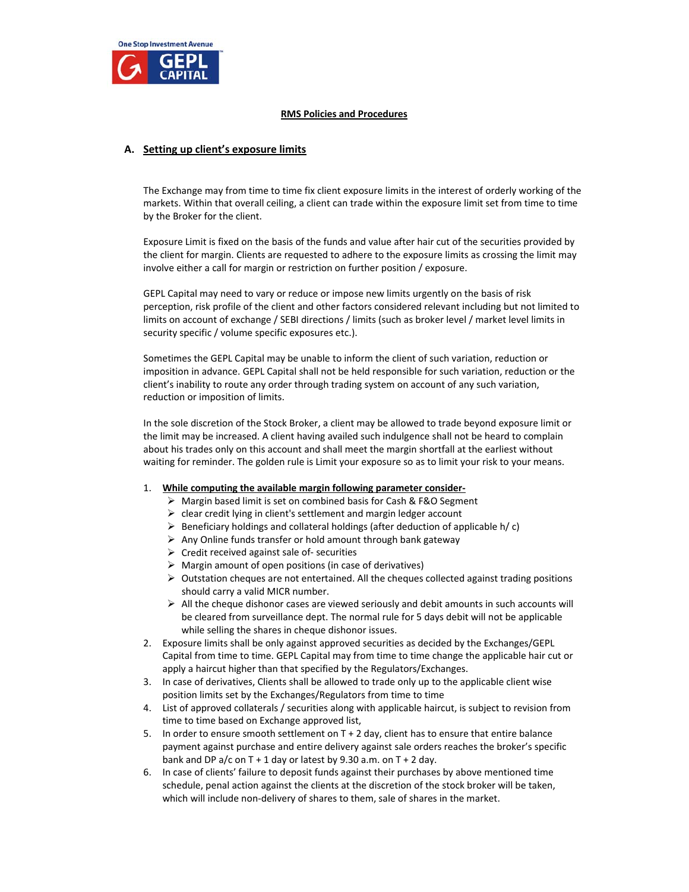One Stop Investment Avenue
GEPL CAPITAL

## RMS Policies and Procedures

### A. Setting up client's exposure limits

The Exchange may from time to time fix client exposure limits in the interest of orderly working of the markets. Within that overall ceiling, a client can trade within the exposure limit set from time to time by the Broker for the client.

Exposure Limit is fixed on the basis of the funds and value after hair cut of the securities provided by the client for margin. Clients are requested to adhere to the exposure limits as crossing the limit may involve either a call for margin or restriction on further position / exposure.

GEPL Capital may need to vary or reduce or impose new limits urgently on the basis of risk perception, risk profile of the client and other factors considered relevant including but not limited to limits on account of exchange / SEBI directions / limits (such as broker level / market level limits in security specific / volume specific exposures etc.).

Sometimes the GEPL Capital may be unable to inform the client of such variation, reduction or imposition in advance. GEPL Capital shall not be held responsible for such variation, reduction or the client's inability to route any order through trading system on account of any such variation, reduction or imposition of limits.

In the sole discretion of the Stock Broker, a client may be allowed to trade beyond exposure limit or the limit may be increased. A client having availed such indulgence shall not be heard to complain about his trades only on this account and shall meet the margin shortfall at the earliest without waiting for reminder. The golden rule is Limit your exposure so as to limit your risk to your means.

1. **While computing the available margin following parameter consider-**
   - Margin based limit is set on combined basis for Cash & F&O Segment
   - clear credit lying in client's settlement and margin ledger account
   - Beneficiary holdings and collateral holdings (after deduction of applicable h/ c)
   - Any Online funds transfer or hold amount through bank gateway
   - Credit received against sale of- securities
   - Margin amount of open positions (in case of derivatives)
   - Outstation cheques are not entertained. All the cheques collected against trading positions should carry a valid MICR number.
   - All the cheque dishonor cases are viewed seriously and debit amounts in such accounts will be cleared from surveillance dept. The normal rule for 5 days debit will not be applicable while selling the shares in cheque dishonor issues.
2. Exposure limits shall be only against approved securities as decided by the Exchanges/GEPL Capital from time to time. GEPL Capital may from time to time change the applicable hair cut or apply a haircut higher than that specified by the Regulators/Exchanges.
3. In case of derivatives, Clients shall be allowed to trade only up to the applicable client wise position limits set by the Exchanges/Regulators from time to time
4. List of approved collaterals / securities along with applicable haircut, is subject to revision from time to time based on Exchange approved list,
5. In order to ensure smooth settlement on T + 2 day, client has to ensure that entire balance payment against purchase and entire delivery against sale orders reaches the broker's specific bank and DP a/c on T + 1 day or latest by 9.30 a.m. on T + 2 day.
6. In case of clients' failure to deposit funds against their purchases by above mentioned time schedule, penal action against the clients at the discretion of the stock broker will be taken, which will include non-delivery of shares to them, sale of shares in the market.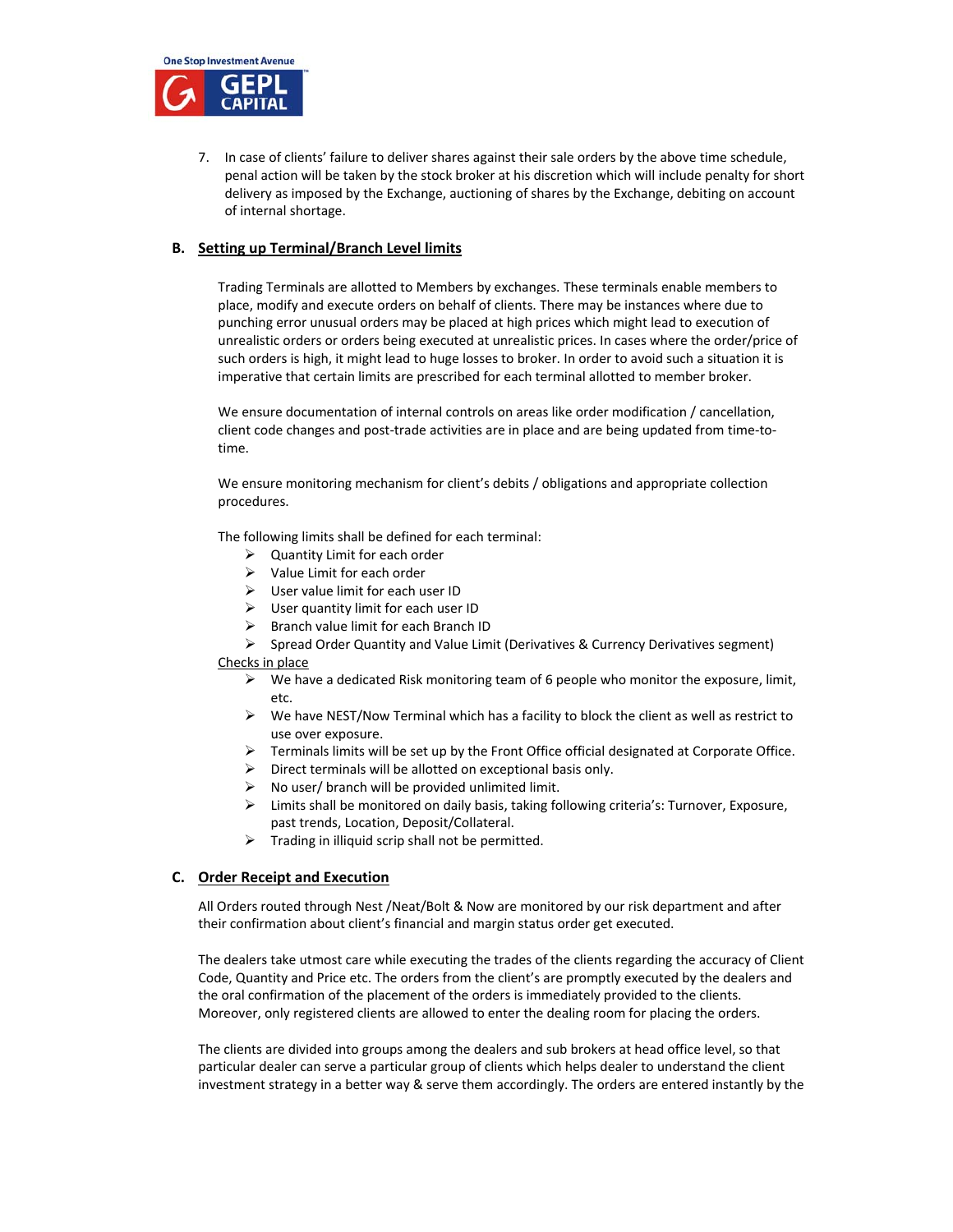7. In case of clients' failure to deliver shares against their sale orders by the above time schedule, penal action will be taken by the stock broker at his discretion which will include penalty for short delivery as imposed by the Exchange, auctioning of shares by the Exchange, debiting on account of internal shortage.

## B. Setting up Terminal/Branch Level limits

Trading Terminals are allotted to Members by exchanges. These terminals enable members to place, modify and execute orders on behalf of clients. There may be instances where due to punching error unusual orders may be placed at high prices which might lead to execution of unrealistic orders or orders being executed at unrealistic prices. In cases where the order/price of such orders is high, it might lead to huge losses to broker. In order to avoid such a situation it is imperative that certain limits are prescribed for each terminal allotted to member broker.

We ensure documentation of internal controls on areas like order modification / cancellation, client code changes and post-trade activities are in place and are being updated from time-to-time.

We ensure monitoring mechanism for client's debits / obligations and appropriate collection procedures.

The following limits shall be defined for each terminal:

- Quantity Limit for each order
- Value Limit for each order
- User value limit for each user ID
- User quantity limit for each user ID
- Branch value limit for each Branch ID
- Spread Order Quantity and Value Limit (Derivatives & Currency Derivatives segment)

Checks in place

- We have a dedicated Risk monitoring team of 6 people who monitor the exposure, limit, etc.
- We have NEST/Now Terminal which has a facility to block the client as well as restrict to use over exposure.
- Terminals limits will be set up by the Front Office official designated at Corporate Office.
- Direct terminals will be allotted on exceptional basis only.
- No user/ branch will be provided unlimited limit.
- Limits shall be monitored on daily basis, taking following criteria's: Turnover, Exposure, past trends, Location, Deposit/Collateral.
- Trading in illiquid scrip shall not be permitted.

## C. Order Receipt and Execution

All Orders routed through Nest /Neat/Bolt & Now are monitored by our risk department and after their confirmation about client's financial and margin status order get executed.

The dealers take utmost care while executing the trades of the clients regarding the accuracy of Client Code, Quantity and Price etc. The orders from the client's are promptly executed by the dealers and the oral confirmation of the placement of the orders is immediately provided to the clients. Moreover, only registered clients are allowed to enter the dealing room for placing the orders.

The clients are divided into groups among the dealers and sub brokers at head office level, so that particular dealer can serve a particular group of clients which helps dealer to understand the client investment strategy in a better way & serve them accordingly. The orders are entered instantly by the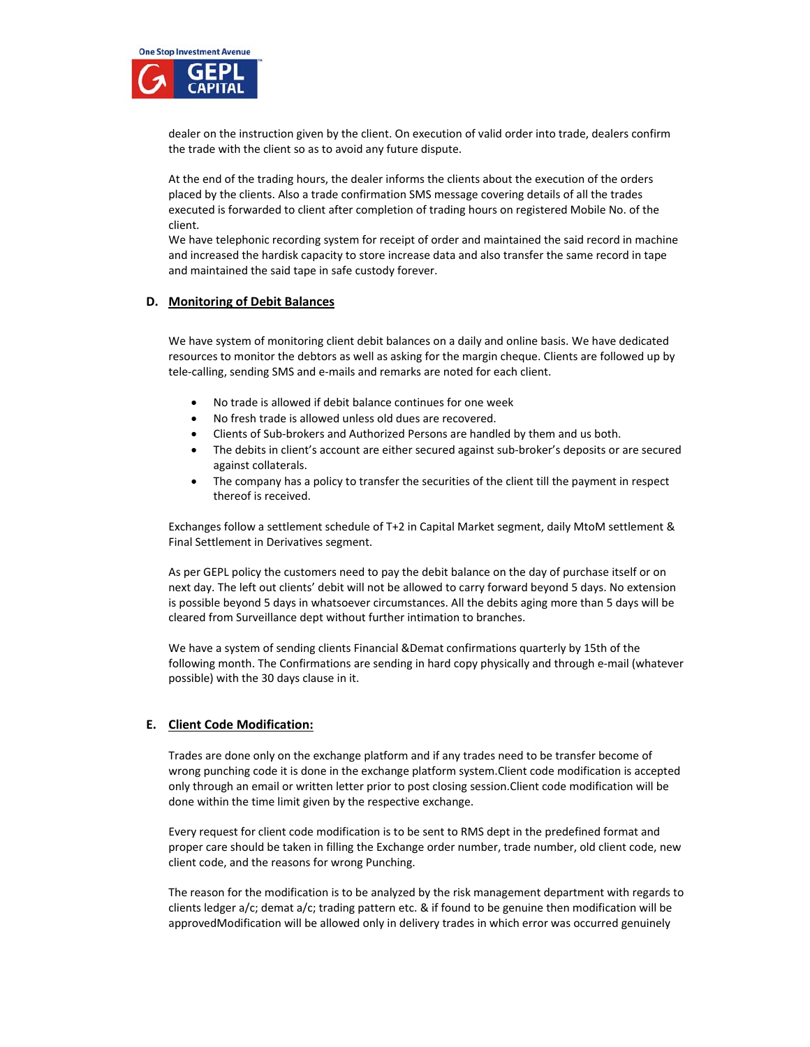dealer on the instruction given by the client. On execution of valid order into trade, dealers confirm the trade with the client so as to avoid any future dispute.

At the end of the trading hours, the dealer informs the clients about the execution of the orders placed by the clients. Also a trade confirmation SMS message covering details of all the trades executed is forwarded to client after completion of trading hours on registered Mobile No. of the client.
We have telephonic recording system for receipt of order and maintained the said record in machine and increased the hardisk capacity to store increase data and also transfer the same record in tape and maintained the said tape in safe custody forever.

## D. Monitoring of Debit Balances

We have system of monitoring client debit balances on a daily and online basis. We have dedicated resources to monitor the debtors as well as asking for the margin cheque. Clients are followed up by tele-calling, sending SMS and e-mails and remarks are noted for each client.

- No trade is allowed if debit balance continues for one week
- No fresh trade is allowed unless old dues are recovered.
- Clients of Sub-brokers and Authorized Persons are handled by them and us both.
- The debits in client's account are either secured against sub-broker's deposits or are secured against collaterals.
- The company has a policy to transfer the securities of the client till the payment in respect thereof is received.

Exchanges follow a settlement schedule of T+2 in Capital Market segment, daily MtoM settlement & Final Settlement in Derivatives segment.

As per GEPL policy the customers need to pay the debit balance on the day of purchase itself or on next day. The left out clients' debit will not be allowed to carry forward beyond 5 days. No extension is possible beyond 5 days in whatsoever circumstances. All the debits aging more than 5 days will be cleared from Surveillance dept without further intimation to branches.

We have a system of sending clients Financial &Demat confirmations quarterly by 15th of the following month. The Confirmations are sending in hard copy physically and through e-mail (whatever possible) with the 30 days clause in it.

## E. Client Code Modification:

Trades are done only on the exchange platform and if any trades need to be transfer become of wrong punching code it is done in the exchange platform system.Client code modification is accepted only through an email or written letter prior to post closing session.Client code modification will be done within the time limit given by the respective exchange.

Every request for client code modification is to be sent to RMS dept in the predefined format and proper care should be taken in filling the Exchange order number, trade number, old client code, new client code, and the reasons for wrong Punching.

The reason for the modification is to be analyzed by the risk management department with regards to clients ledger a/c; demat a/c; trading pattern etc. & if found to be genuine then modification will be approvedModification will be allowed only in delivery trades in which error was occurred genuinely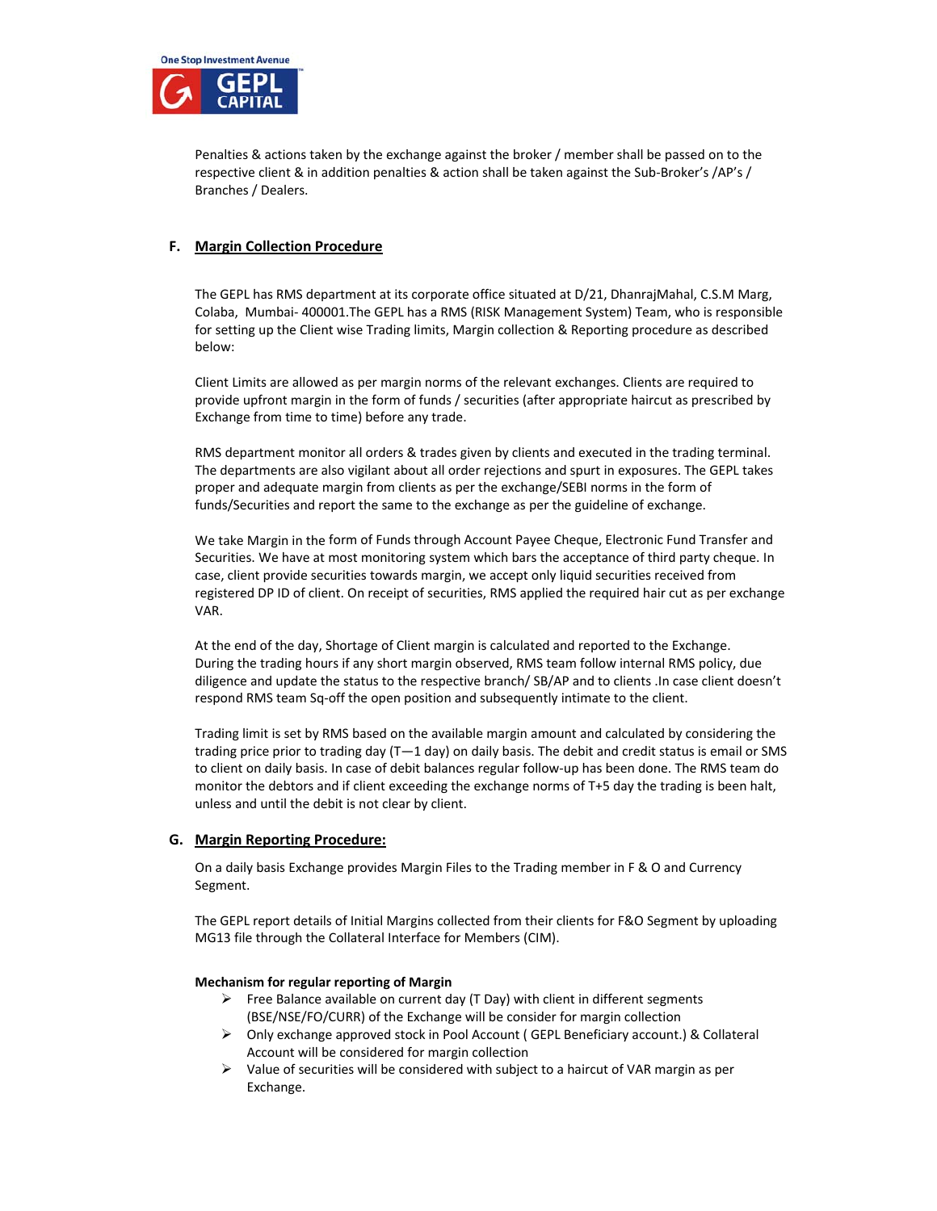Penalties & actions taken by the exchange against the broker / member shall be passed on to the respective client & in addition penalties & action shall be taken against the Sub-Broker's /AP's / Branches / Dealers.

## F. Margin Collection Procedure

The GEPL has RMS department at its corporate office situated at D/21, DhanrajMahal, C.S.M Marg, Colaba, Mumbai- 400001.The GEPL has a RMS (RISK Management System) Team, who is responsible for setting up the Client wise Trading limits, Margin collection & Reporting procedure as described below:

Client Limits are allowed as per margin norms of the relevant exchanges. Clients are required to provide upfront margin in the form of funds / securities (after appropriate haircut as prescribed by Exchange from time to time) before any trade.

RMS department monitor all orders & trades given by clients and executed in the trading terminal. The departments are also vigilant about all order rejections and spurt in exposures. The GEPL takes proper and adequate margin from clients as per the exchange/SEBI norms in the form of funds/Securities and report the same to the exchange as per the guideline of exchange.

We take Margin in the form of Funds through Account Payee Cheque, Electronic Fund Transfer and Securities. We have at most monitoring system which bars the acceptance of third party cheque. In case, client provide securities towards margin, we accept only liquid securities received from registered DP ID of client. On receipt of securities, RMS applied the required hair cut as per exchange VAR.

At the end of the day, Shortage of Client margin is calculated and reported to the Exchange. During the trading hours if any short margin observed, RMS team follow internal RMS policy, due diligence and update the status to the respective branch/ SB/AP and to clients .In case client doesn't respond RMS team Sq-off the open position and subsequently intimate to the client.

Trading limit is set by RMS based on the available margin amount and calculated by considering the trading price prior to trading day (T—1 day) on daily basis. The debit and credit status is email or SMS to client on daily basis. In case of debit balances regular follow-up has been done. The RMS team do monitor the debtors and if client exceeding the exchange norms of T+5 day the trading is been halt, unless and until the debit is not clear by client.

## G. Margin Reporting Procedure:

On a daily basis Exchange provides Margin Files to the Trading member in F & O and Currency Segment.

The GEPL report details of Initial Margins collected from their clients for F&O Segment by uploading MG13 file through the Collateral Interface for Members (CIM).

**Mechanism for regular reporting of Margin**

- Free Balance available on current day (T Day) with client in different segments (BSE/NSE/FO/CURR) of the Exchange will be consider for margin collection
- Only exchange approved stock in Pool Account ( GEPL Beneficiary account.) & Collateral Account will be considered for margin collection
- Value of securities will be considered with subject to a haircut of VAR margin as per Exchange.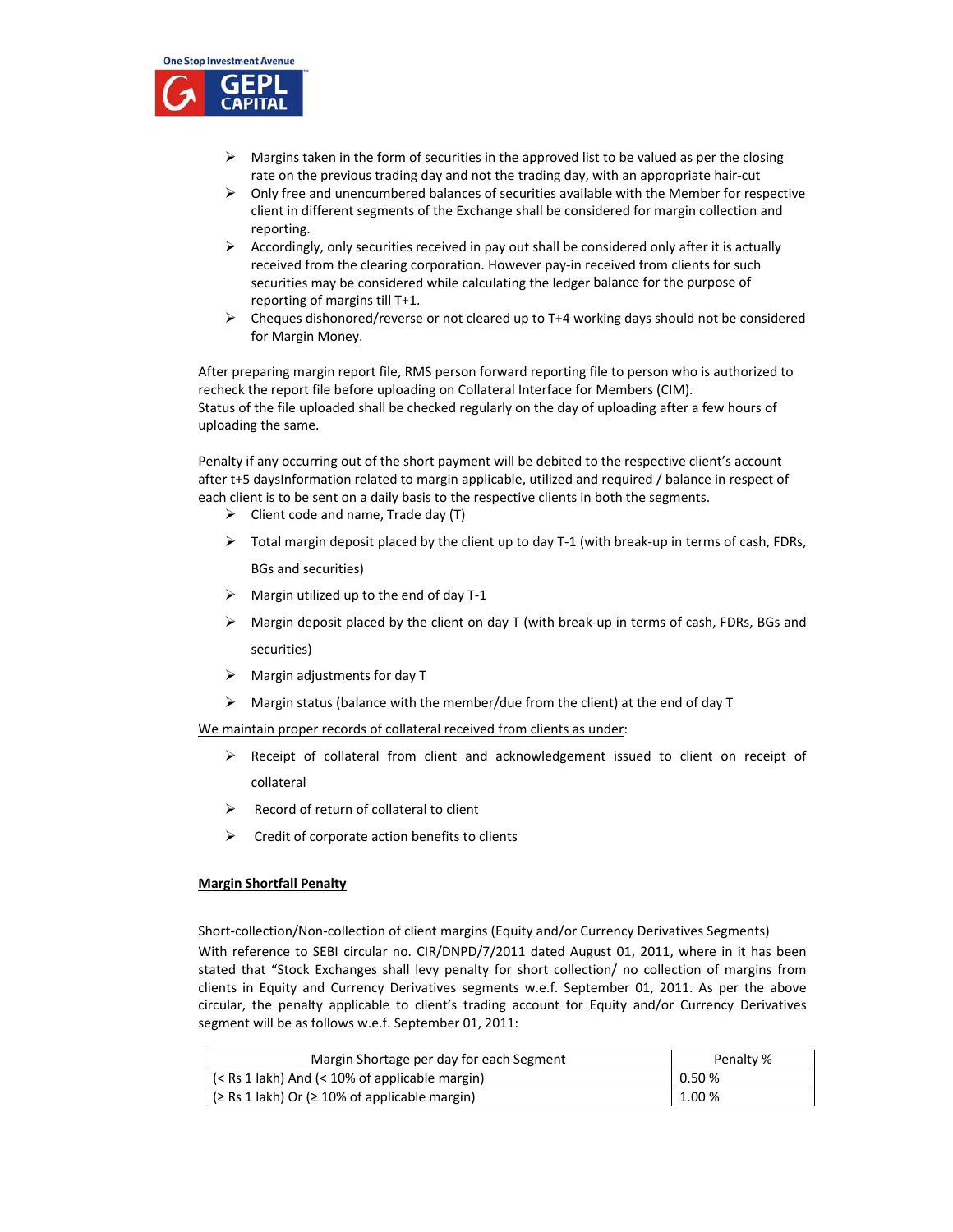- Margins taken in the form of securities in the approved list to be valued as per the closing rate on the previous trading day and not the trading day, with an appropriate hair-cut
- Only free and unencumbered balances of securities available with the Member for respective client in different segments of the Exchange shall be considered for margin collection and reporting.
- Accordingly, only securities received in pay out shall be considered only after it is actually received from the clearing corporation. However pay-in received from clients for such securities may be considered while calculating the ledger balance for the purpose of reporting of margins till T+1.
- Cheques dishonored/reverse or not cleared up to T+4 working days should not be considered for Margin Money.

After preparing margin report file, RMS person forward reporting file to person who is authorized to recheck the report file before uploading on Collateral Interface for Members (CIM).
Status of the file uploaded shall be checked regularly on the day of uploading after a few hours of uploading the same.

Penalty if any occurring out of the short payment will be debited to the respective client's account after t+5 daysInformation related to margin applicable, utilized and required / balance in respect of each client is to be sent on a daily basis to the respective clients in both the segments.

- Client code and name, Trade day (T)
- Total margin deposit placed by the client up to day T-1 (with break-up in terms of cash, FDRs, BGs and securities)
- Margin utilized up to the end of day T-1
- Margin deposit placed by the client on day T (with break-up in terms of cash, FDRs, BGs and securities)
- Margin adjustments for day T
- Margin status (balance with the member/due from the client) at the end of day T

<u>We maintain proper records of collateral received from clients as under</u>:

- Receipt of collateral from client and acknowledgement issued to client on receipt of collateral
- Record of return of collateral to client
- Credit of corporate action benefits to clients

**<u>Margin Shortfall Penalty</u>**

Short-collection/Non-collection of client margins (Equity and/or Currency Derivatives Segments)
With reference to SEBI circular no. CIR/DNPD/7/2011 dated August 01, 2011, where in it has been stated that "Stock Exchanges shall levy penalty for short collection/ no collection of margins from clients in Equity and Currency Derivatives segments w.e.f. September 01, 2011. As per the above circular, the penalty applicable to client's trading account for Equity and/or Currency Derivatives segment will be as follows w.e.f. September 01, 2011:

| Margin Shortage per day for each Segment | Penalty % |
|---|---|
| (< Rs 1 lakh) And (< 10% of applicable margin) | 0.50 % |
| (≥ Rs 1 lakh) Or (≥ 10% of applicable margin) | 1.00 % |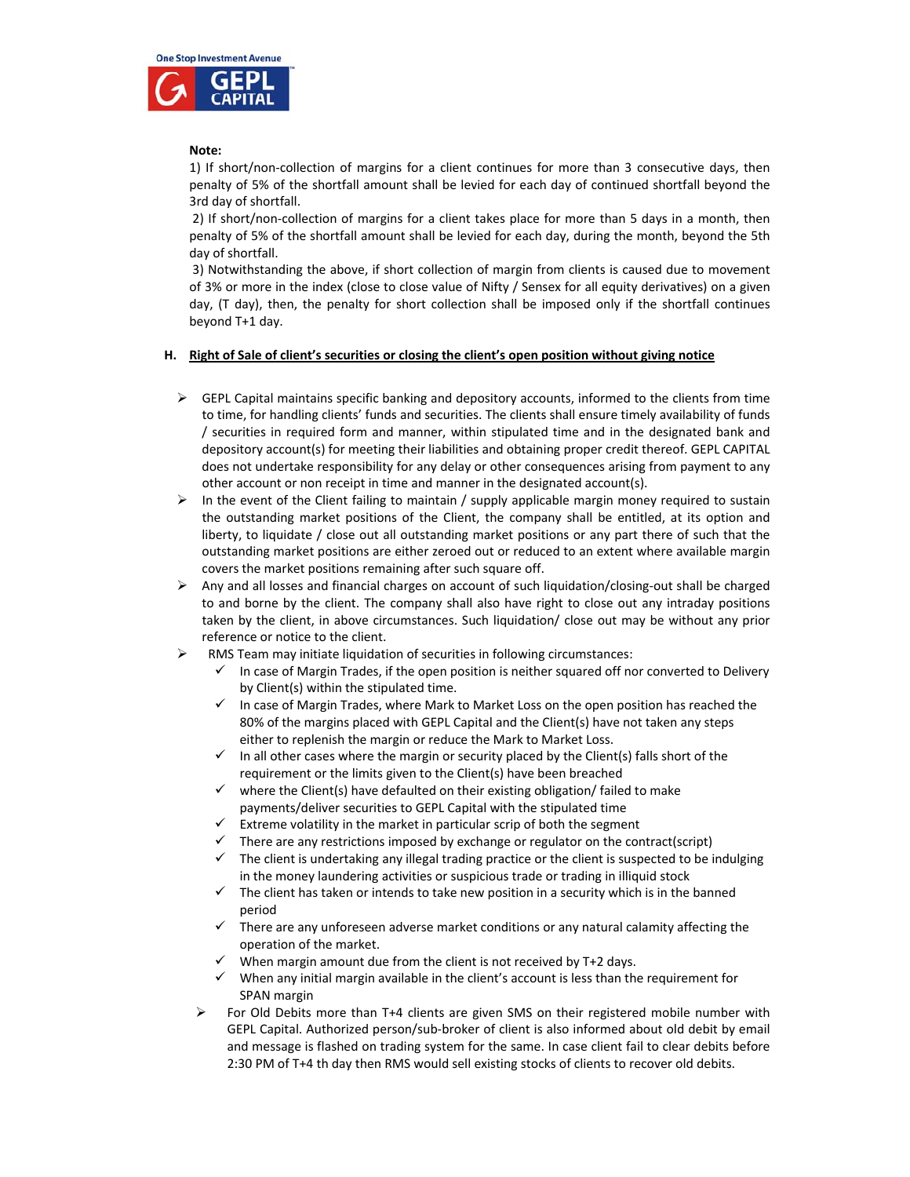**Note:**

1) If short/non-collection of margins for a client continues for more than 3 consecutive days, then penalty of 5% of the shortfall amount shall be levied for each day of continued shortfall beyond the 3rd day of shortfall.

2) If short/non-collection of margins for a client takes place for more than 5 days in a month, then penalty of 5% of the shortfall amount shall be levied for each day, during the month, beyond the 5th day of shortfall.

3) Notwithstanding the above, if short collection of margin from clients is caused due to movement of 3% or more in the index (close to close value of Nifty / Sensex for all equity derivatives) on a given day, (T day), then, the penalty for short collection shall be imposed only if the shortfall continues beyond T+1 day.

## H. <u>Right of Sale of client's securities or closing the client's open position without giving notice</u>

- GEPL Capital maintains specific banking and depository accounts, informed to the clients from time to time, for handling clients' funds and securities. The clients shall ensure timely availability of funds / securities in required form and manner, within stipulated time and in the designated bank and depository account(s) for meeting their liabilities and obtaining proper credit thereof. GEPL CAPITAL does not undertake responsibility for any delay or other consequences arising from payment to any other account or non receipt in time and manner in the designated account(s).
- In the event of the Client failing to maintain / supply applicable margin money required to sustain the outstanding market positions of the Client, the company shall be entitled, at its option and liberty, to liquidate / close out all outstanding market positions or any part there of such that the outstanding market positions are either zeroed out or reduced to an extent where available margin covers the market positions remaining after such square off.
- Any and all losses and financial charges on account of such liquidation/closing-out shall be charged to and borne by the client. The company shall also have right to close out any intraday positions taken by the client, in above circumstances. Such liquidation/ close out may be without any prior reference or notice to the client.
- RMS Team may initiate liquidation of securities in following circumstances:
  - ✓ In case of Margin Trades, if the open position is neither squared off nor converted to Delivery by Client(s) within the stipulated time.
  - ✓ In case of Margin Trades, where Mark to Market Loss on the open position has reached the 80% of the margins placed with GEPL Capital and the Client(s) have not taken any steps either to replenish the margin or reduce the Mark to Market Loss.
  - ✓ In all other cases where the margin or security placed by the Client(s) falls short of the requirement or the limits given to the Client(s) have been breached
  - ✓ where the Client(s) have defaulted on their existing obligation/ failed to make payments/deliver securities to GEPL Capital with the stipulated time
  - ✓ Extreme volatility in the market in particular scrip of both the segment
  - ✓ There are any restrictions imposed by exchange or regulator on the contract(script)
  - ✓ The client is undertaking any illegal trading practice or the client is suspected to be indulging in the money laundering activities or suspicious trade or trading in illiquid stock
  - ✓ The client has taken or intends to take new position in a security which is in the banned period
  - ✓ There are any unforeseen adverse market conditions or any natural calamity affecting the operation of the market.
  - ✓ When margin amount due from the client is not received by T+2 days.
  - ✓ When any initial margin available in the client's account is less than the requirement for SPAN margin
- For Old Debits more than T+4 clients are given SMS on their registered mobile number with GEPL Capital. Authorized person/sub-broker of client is also informed about old debit by email and message is flashed on trading system for the same. In case client fail to clear debits before 2:30 PM of T+4 th day then RMS would sell existing stocks of clients to recover old debits.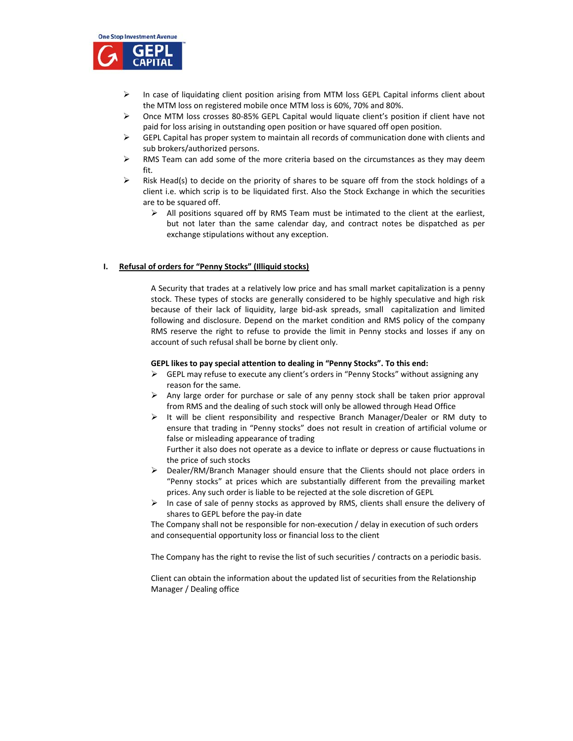- In case of liquidating client position arising from MTM loss GEPL Capital informs client about the MTM loss on registered mobile once MTM loss is 60%, 70% and 80%.
- Once MTM loss crosses 80-85% GEPL Capital would liquate client's position if client have not paid for loss arising in outstanding open position or have squared off open position.
- GEPL Capital has proper system to maintain all records of communication done with clients and sub brokers/authorized persons.
- RMS Team can add some of the more criteria based on the circumstances as they may deem fit.
- Risk Head(s) to decide on the priority of shares to be square off from the stock holdings of a client i.e. which scrip is to be liquidated first. Also the Stock Exchange in which the securities are to be squared off.
  - All positions squared off by RMS Team must be intimated to the client at the earliest, but not later than the same calendar day, and contract notes be dispatched as per exchange stipulations without any exception.

## I. Refusal of orders for "Penny Stocks" (Illiquid stocks)

A Security that trades at a relatively low price and has small market capitalization is a penny stock. These types of stocks are generally considered to be highly speculative and high risk because of their lack of liquidity, large bid-ask spreads, small capitalization and limited following and disclosure. Depend on the market condition and RMS policy of the company RMS reserve the right to refuse to provide the limit in Penny stocks and losses if any on account of such refusal shall be borne by client only.

**GEPL likes to pay special attention to dealing in "Penny Stocks". To this end:**

- GEPL may refuse to execute any client's orders in "Penny Stocks" without assigning any reason for the same.
- Any large order for purchase or sale of any penny stock shall be taken prior approval from RMS and the dealing of such stock will only be allowed through Head Office
- It will be client responsibility and respective Branch Manager/Dealer or RM duty to ensure that trading in "Penny stocks" does not result in creation of artificial volume or false or misleading appearance of trading
  Further it also does not operate as a device to inflate or depress or cause fluctuations in the price of such stocks
- Dealer/RM/Branch Manager should ensure that the Clients should not place orders in "Penny stocks" at prices which are substantially different from the prevailing market prices. Any such order is liable to be rejected at the sole discretion of GEPL
- In case of sale of penny stocks as approved by RMS, clients shall ensure the delivery of shares to GEPL before the pay-in date

The Company shall not be responsible for non-execution / delay in execution of such orders and consequential opportunity loss or financial loss to the client

The Company has the right to revise the list of such securities / contracts on a periodic basis.

Client can obtain the information about the updated list of securities from the Relationship Manager / Dealing office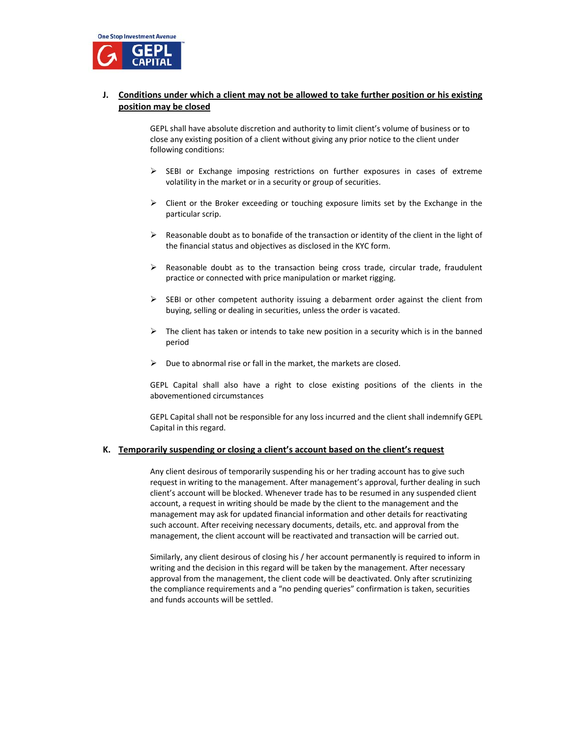## J. Conditions under which a client may not be allowed to take further position or his existing position may be closed

GEPL shall have absolute discretion and authority to limit client's volume of business or to close any existing position of a client without giving any prior notice to the client under following conditions:

- SEBI or Exchange imposing restrictions on further exposures in cases of extreme volatility in the market or in a security or group of securities.
- Client or the Broker exceeding or touching exposure limits set by the Exchange in the particular scrip.
- Reasonable doubt as to bonafide of the transaction or identity of the client in the light of the financial status and objectives as disclosed in the KYC form.
- Reasonable doubt as to the transaction being cross trade, circular trade, fraudulent practice or connected with price manipulation or market rigging.
- SEBI or other competent authority issuing a debarment order against the client from buying, selling or dealing in securities, unless the order is vacated.
- The client has taken or intends to take new position in a security which is in the banned period
- Due to abnormal rise or fall in the market, the markets are closed.

GEPL Capital shall also have a right to close existing positions of the clients in the abovementioned circumstances

GEPL Capital shall not be responsible for any loss incurred and the client shall indemnify GEPL Capital in this regard.

## K. Temporarily suspending or closing a client's account based on the client's request

Any client desirous of temporarily suspending his or her trading account has to give such request in writing to the management. After management's approval, further dealing in such client's account will be blocked. Whenever trade has to be resumed in any suspended client account, a request in writing should be made by the client to the management and the management may ask for updated financial information and other details for reactivating such account. After receiving necessary documents, details, etc. and approval from the management, the client account will be reactivated and transaction will be carried out.

Similarly, any client desirous of closing his / her account permanently is required to inform in writing and the decision in this regard will be taken by the management. After necessary approval from the management, the client code will be deactivated. Only after scrutinizing the compliance requirements and a "no pending queries" confirmation is taken, securities and funds accounts will be settled.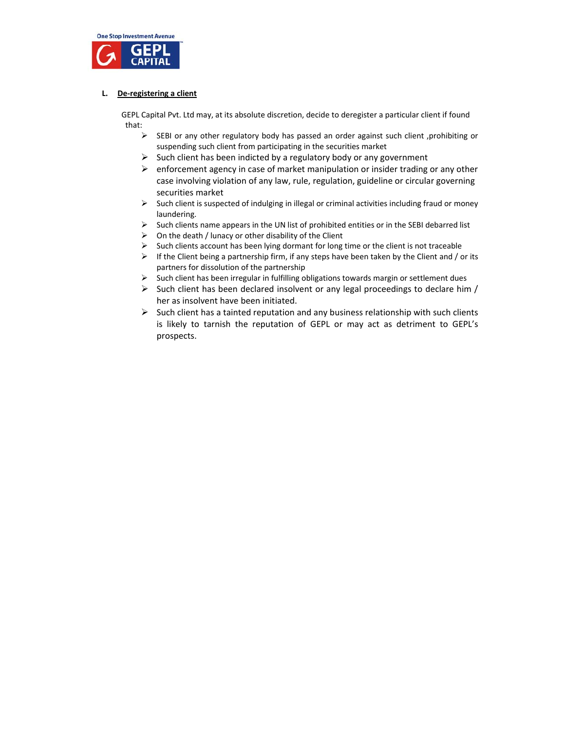### L. De-registering a client

GEPL Capital Pvt. Ltd may, at its absolute discretion, decide to deregister a particular client if found that:

- SEBI or any other regulatory body has passed an order against such client ,prohibiting or suspending such client from participating in the securities market
- Such client has been indicted by a regulatory body or any government
- enforcement agency in case of market manipulation or insider trading or any other case involving violation of any law, rule, regulation, guideline or circular governing securities market
- Such client is suspected of indulging in illegal or criminal activities including fraud or money laundering.
- Such clients name appears in the UN list of prohibited entities or in the SEBI debarred list
- On the death / lunacy or other disability of the Client
- Such clients account has been lying dormant for long time or the client is not traceable
- If the Client being a partnership firm, if any steps have been taken by the Client and / or its partners for dissolution of the partnership
- Such client has been irregular in fulfilling obligations towards margin or settlement dues
- Such client has been declared insolvent or any legal proceedings to declare him / her as insolvent have been initiated.
- Such client has a tainted reputation and any business relationship with such clients is likely to tarnish the reputation of GEPL or may act as detriment to GEPL's prospects.